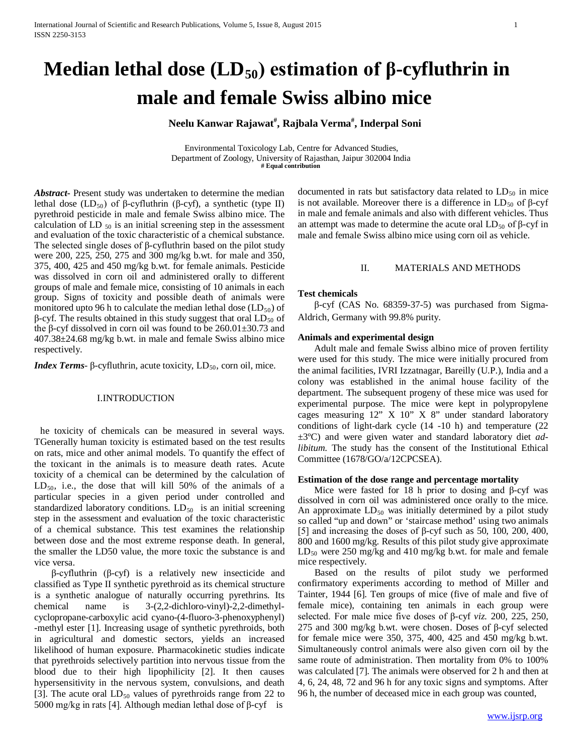# Median lethal dose ($LD_{50}$) estimation of β-cyfluthrin in male and female Swiss albino mice

**Neelu Kanwar Rajawat[#], Rajbala Verma[#], Inderpal Soni**

Environmental Toxicology Lab, Centre for Advanced Studies,
Department of Zoology, University of Rajasthan, Jaipur 302004 India
**# Equal contribution**

***Abstract***- Present study was undertaken to determine the median lethal dose ($LD_{50}$) of β-cyfluthrin (β-cyf), a synthetic (type II) pyrethroid pesticide in male and female Swiss albino mice. The calculation of $LD_{50}$ is an initial screening step in the assessment and evaluation of the toxic characteristic of a chemical substance. The selected single doses of β-cyfluthrin based on the pilot study were 200, 225, 250, 275 and 300 mg/kg b.wt. for male and 350, 375, 400, 425 and 450 mg/kg b.wt. for female animals. Pesticide was dissolved in corn oil and administered orally to different groups of male and female mice, consisting of 10 animals in each group. Signs of toxicity and possible death of animals were monitored upto 96 h to calculate the median lethal dose ($LD_{50}$) of β-cyf. The results obtained in this study suggest that oral $LD_{50}$ of the β-cyf dissolved in corn oil was found to be 260.01±30.73 and 407.38±24.68 mg/kg b.wt. in male and female Swiss albino mice respectively.

***Index Terms***- β-cyfluthrin, acute toxicity, $LD_{50}$, corn oil, mice.

## I.INTRODUCTION

The toxicity of chemicals can be measured in several ways. Generally human toxicity is estimated based on the test results on rats, mice and other animal models. To quantify the effect of the toxicant in the animals is to measure death rates. Acute toxicity of a chemical can be determined by the calculation of $LD_{50}$, i.e., the dose that will kill 50% of the animals of a particular species in a given period under controlled and standardized laboratory conditions. $LD_{50}$ is an initial screening step in the assessment and evaluation of the toxic characteristic of a chemical substance. This test examines the relationship between dose and the most extreme response death. In general, the smaller the LD50 value, the more toxic the substance is and vice versa.

β-cyfluthrin (β-cyf) is a relatively new insecticide and classified as Type II synthetic pyrethroid as its chemical structure is a synthetic analogue of naturally occurring pyrethrins. Its chemical name is 3-(2,2-dichloro-vinyl)-2,2-dimethyl-cyclopropane-carboxylic acid cyano-(4-fluoro-3-phenoxyphenyl) -methyl ester [1]. Increasing usage of synthetic pyrethroids, both in agricultural and domestic sectors, yields an increased likelihood of human exposure. Pharmacokinetic studies indicate that pyrethroids selectively partition into nervous tissue from the blood due to their high lipophilicity [2]. It then causes hypersensitivity in the nervous system, convulsions, and death [3]. The acute oral $LD_{50}$ values of pyrethroids range from 22 to 5000 mg/kg in rats [4]. Although median lethal dose of β-cyf is documented in rats but satisfactory data related to $LD_{50}$ in mice is not available. Moreover there is a difference in $LD_{50}$ of β-cyf in male and female animals and also with different vehicles. Thus an attempt was made to determine the acute oral $LD_{50}$ of β-cyf in male and female Swiss albino mice using corn oil as vehicle.

## II. MATERIALS AND METHODS

### Test chemicals

β-cyf (CAS No. 68359-37-5) was purchased from Sigma-Aldrich, Germany with 99.8% purity.

### Animals and experimental design

Adult male and female Swiss albino mice of proven fertility were used for this study. The mice were initially procured from the animal facilities, IVRI Izzatnagar, Bareilly (U.P.), India and a colony was established in the animal house facility of the department. The subsequent progeny of these mice was used for experimental purpose. The mice were kept in polypropylene cages measuring 12" X 10" X 8" under standard laboratory conditions of light-dark cycle (14 -10 h) and temperature (22 ±3ºC) and were given water and standard laboratory diet *ad-libitum.* The study has the consent of the Institutional Ethical Committee (1678/GO/a/12CPCSEA).

### Estimation of the dose range and percentage mortality

Mice were fasted for 18 h prior to dosing and β-cyf was dissolved in corn oil was administered once orally to the mice. An approximate $LD_{50}$ was initially determined by a pilot study so called "up and down" or 'staircase method' using two animals [5] and increasing the doses of β-cyf such as 50, 100, 200, 400, 800 and 1600 mg/kg. Results of this pilot study give approximate $LD_{50}$ were 250 mg/kg and 410 mg/kg b.wt. for male and female mice respectively.

Based on the results of pilot study we performed confirmatory experiments according to method of Miller and Tainter, 1944 [6]. Ten groups of mice (five of male and five of female mice), containing ten animals in each group were selected. For male mice five doses of β-cyf *viz.* 200, 225, 250, 275 and 300 mg/kg b.wt. were chosen. Doses of β-cyf selected for female mice were 350, 375, 400, 425 and 450 mg/kg b.wt. Simultaneously control animals were also given corn oil by the same route of administration. Then mortality from 0% to 100% was calculated [7]. The animals were observed for 2 h and then at 4, 6, 24, 48, 72 and 96 h for any toxic signs and symptoms. After 96 h, the number of deceased mice in each group was counted,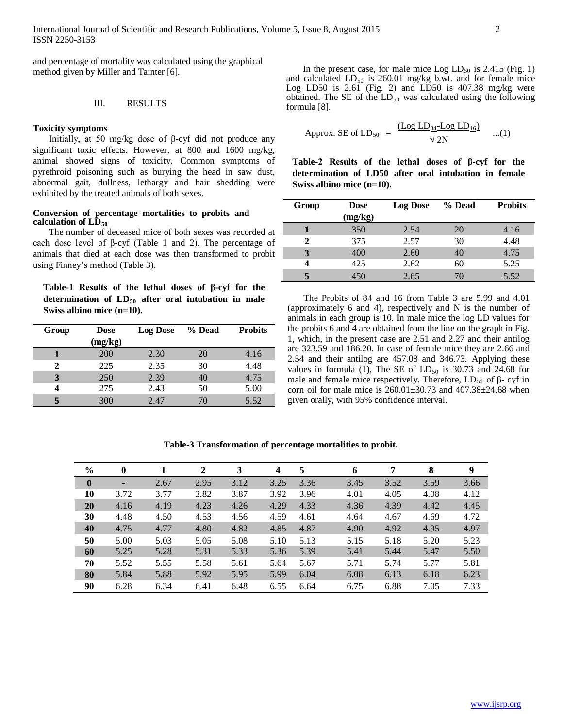and percentage of mortality was calculated using the graphical method given by Miller and Tainter [6].

## III. RESULTS

### Toxicity symptoms

Initially, at 50 mg/kg dose of β-cyf did not produce any significant toxic effects. However, at 800 and 1600 mg/kg, animal showed signs of toxicity. Common symptoms of pyrethroid poisoning such as burying the head in saw dust, abnormal gait, dullness, lethargy and hair shedding were exhibited by the treated animals of both sexes.

### Conversion of percentage mortalities to probits and calculation of $LD_{50}$

The number of deceased mice of both sexes was recorded at each dose level of β-cyf (Table 1 and 2). The percentage of animals that died at each dose was then transformed to probit using Finney's method (Table 3).

**Table-1 Results of the lethal doses of β-cyf for the determination of $LD_{50}$ after oral intubation in male Swiss albino mice (n=10).**

| Group | Dose (mg/kg) | Log Dose | % Dead | Probits |
|---|---|---|---|---|
| 1 | 200 | 2.30 | 20 | 4.16 |
| 2 | 225 | 2.35 | 30 | 4.48 |
| 3 | 250 | 2.39 | 40 | 4.75 |
| 4 | 275 | 2.43 | 50 | 5.00 |
| 5 | 300 | 2.47 | 70 | 5.52 |

In the present case, for male mice Log $LD_{50}$ is 2.415 (Fig. 1) and calculated $LD_{50}$ is 260.01 mg/kg b.wt. and for female mice Log LD50 is 2.61 (Fig. 2) and LD50 is 407.38 mg/kg were obtained. The SE of the $LD_{50}$ was calculated using the following formula [8].

$$\text{Approx. SE of } LD_{50} = \frac{(\text{Log } LD_{84} - \text{Log } LD_{16})}{\sqrt{2N}} \quad ...(1)$$

**Table-2 Results of the lethal doses of β-cyf for the determination of LD50 after oral intubation in female Swiss albino mice (n=10).**

| Group | Dose (mg/kg) | Log Dose | % Dead | Probits |
|---|---|---|---|---|
| 1 | 350 | 2.54 | 20 | 4.16 |
| 2 | 375 | 2.57 | 30 | 4.48 |
| 3 | 400 | 2.60 | 40 | 4.75 |
| 4 | 425 | 2.62 | 60 | 5.25 |
| 5 | 450 | 2.65 | 70 | 5.52 |

The Probits of 84 and 16 from Table 3 are 5.99 and 4.01 (approximately 6 and 4), respectively and N is the number of animals in each group is 10. In male mice the log LD values for the probits 6 and 4 are obtained from the line on the graph in Fig. 1, which, in the present case are 2.51 and 2.27 and their antilog are 323.59 and 186.20. In case of female mice they are 2.66 and 2.54 and their antilog are 457.08 and 346.73. Applying these values in formula (1), The SE of $LD_{50}$ is 30.73 and 24.68 for male and female mice respectively. Therefore, $LD_{50}$ of β- cyf in corn oil for male mice is 260.01±30.73 and 407.38±24.68 when given orally, with 95% confidence interval.

**Table-3 Transformation of percentage mortalities to probit.**

| % | 0 | 1 | 2 | 3 | 4 | 5 | 6 | 7 | 8 | 9 |
|---|---|---|---|---|---|---|---|---|---|---|
| 0 | - | 2.67 | 2.95 | 3.12 | 3.25 | 3.36 | 3.45 | 3.52 | 3.59 | 3.66 |
| 10 | 3.72 | 3.77 | 3.82 | 3.87 | 3.92 | 3.96 | 4.01 | 4.05 | 4.08 | 4.12 |
| 20 | 4.16 | 4.19 | 4.23 | 4.26 | 4.29 | 4.33 | 4.36 | 4.39 | 4.42 | 4.45 |
| 30 | 4.48 | 4.50 | 4.53 | 4.56 | 4.59 | 4.61 | 4.64 | 4.67 | 4.69 | 4.72 |
| 40 | 4.75 | 4.77 | 4.80 | 4.82 | 4.85 | 4.87 | 4.90 | 4.92 | 4.95 | 4.97 |
| 50 | 5.00 | 5.03 | 5.05 | 5.08 | 5.10 | 5.13 | 5.15 | 5.18 | 5.20 | 5.23 |
| 60 | 5.25 | 5.28 | 5.31 | 5.33 | 5.36 | 5.39 | 5.41 | 5.44 | 5.47 | 5.50 |
| 70 | 5.52 | 5.55 | 5.58 | 5.61 | 5.64 | 5.67 | 5.71 | 5.74 | 5.77 | 5.81 |
| 80 | 5.84 | 5.88 | 5.92 | 5.95 | 5.99 | 6.04 | 6.08 | 6.13 | 6.18 | 6.23 |
| 90 | 6.28 | 6.34 | 6.41 | 6.48 | 6.55 | 6.64 | 6.75 | 6.88 | 7.05 | 7.33 |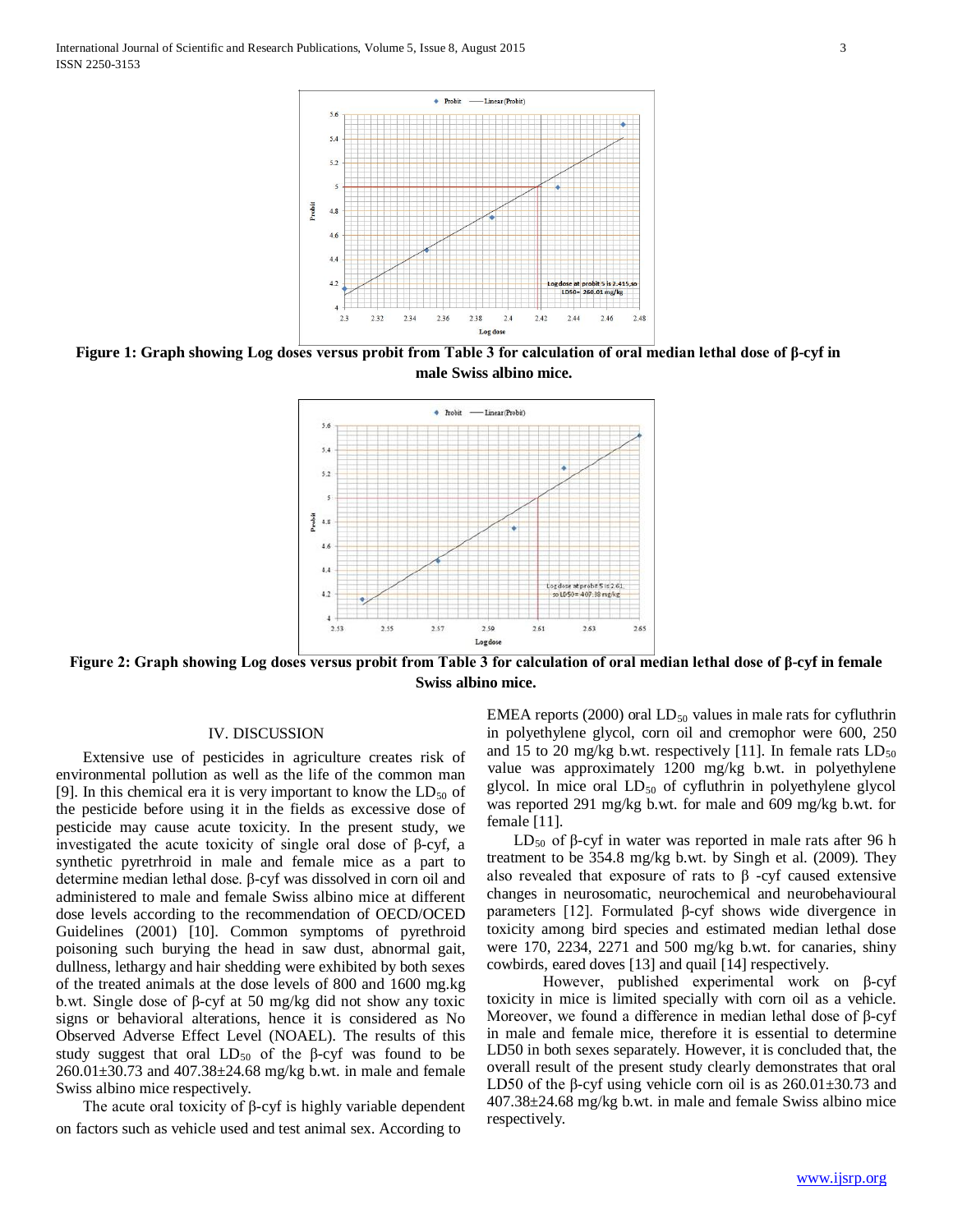Probit — Linear (Probit)

Probit

5.6
5.4
5.2
5
4.8
4.6
4.4
4.2
4

2.3 2.32 2.34 2.36 2.38 2.4 2.42 2.44 2.46 2.48

Log dose

Log dose at probit 5 is 2.415,so LD50= 260.01 mg/kg

**Figure 1: Graph showing Log doses versus probit from Table 3 for calculation of oral median lethal dose of β-cyf in male Swiss albino mice.**

Probit — Linear (Probit)

Probit

5.6
5.4
5.2
5
4.8
4.6
4.4
4.2
4

2.53 2.55 2.57 2.59 2.61 2.63 2.65

Log dose

Log dose at probit 5 is 2.61, so LD50= 407.38 mg/kg

**Figure 2: Graph showing Log doses versus probit from Table 3 for calculation of oral median lethal dose of β-cyf in female Swiss albino mice.**

## IV. DISCUSSION

Extensive use of pesticides in agriculture creates risk of environmental pollution as well as the life of the common man [9]. In this chemical era it is very important to know the $LD_{50}$ of the pesticide before using it in the fields as excessive dose of pesticide may cause acute toxicity. In the present study, we investigated the acute toxicity of single oral dose of β-cyf, a synthetic pyretrhroid in male and female mice as a part to determine median lethal dose. β-cyf was dissolved in corn oil and administered to male and female Swiss albino mice at different dose levels according to the recommendation of OECD/OCED Guidelines (2001) [10]. Common symptoms of pyrethroid poisoning such burying the head in saw dust, abnormal gait, dullness, lethargy and hair shedding were exhibited by both sexes of the treated animals at the dose levels of 800 and 1600 mg.kg b.wt. Single dose of β-cyf at 50 mg/kg did not show any toxic signs or behavioral alterations, hence it is considered as No Observed Adverse Effect Level (NOAEL). The results of this study suggest that oral $LD_{50}$ of the β-cyf was found to be 260.01±30.73 and 407.38±24.68 mg/kg b.wt. in male and female Swiss albino mice respectively.

The acute oral toxicity of β-cyf is highly variable dependent on factors such as vehicle used and test animal sex. According to EMEA reports (2000) oral $LD_{50}$ values in male rats for cyfluthrin in polyethylene glycol, corn oil and cremophor were 600, 250 and 15 to 20 mg/kg b.wt. respectively [11]. In female rats $LD_{50}$ value was approximately 1200 mg/kg b.wt. in polyethylene glycol. In mice oral $LD_{50}$ of cyfluthrin in polyethylene glycol was reported 291 mg/kg b.wt. for male and 609 mg/kg b.wt. for female [11].

$LD_{50}$ of β-cyf in water was reported in male rats after 96 h treatment to be 354.8 mg/kg b.wt. by Singh et al. (2009). They also revealed that exposure of rats to β -cyf caused extensive changes in neurosomatic, neurochemical and neurobehavioural parameters [12]. Formulated β-cyf shows wide divergence in toxicity among bird species and estimated median lethal dose were 170, 2234, 2271 and 500 mg/kg b.wt. for canaries, shiny cowbirds, eared doves [13] and quail [14] respectively.

However, published experimental work on β-cyf toxicity in mice is limited specially with corn oil as a vehicle. Moreover, we found a difference in median lethal dose of β-cyf in male and female mice, therefore it is essential to determine LD50 in both sexes separately. However, it is concluded that, the overall result of the present study clearly demonstrates that oral LD50 of the β-cyf using vehicle corn oil is as 260.01±30.73 and 407.38±24.68 mg/kg b.wt. in male and female Swiss albino mice respectively.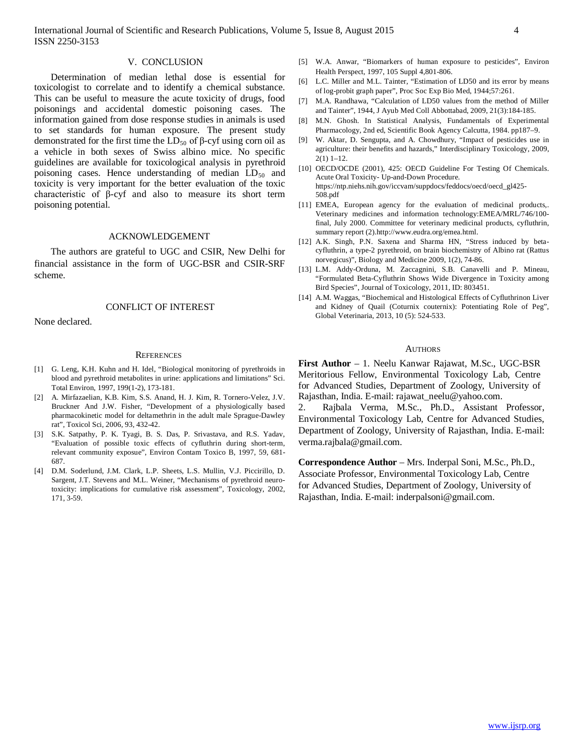## V. CONCLUSION

Determination of median lethal dose is essential for toxicologist to correlate and to identify a chemical substance. This can be useful to measure the acute toxicity of drugs, food poisonings and accidental domestic poisoning cases. The information gained from dose response studies in animals is used to set standards for human exposure. The present study demonstrated for the first time the $LD_{50}$ of β-cyf using corn oil as a vehicle in both sexes of Swiss albino mice. No specific guidelines are available for toxicological analysis in pyrethroid poisoning cases. Hence understanding of median $LD_{50}$ and toxicity is very important for the better evaluation of the toxic characteristic of β-cyf and also to measure its short term poisoning potential.

## ACKNOWLEDGEMENT

The authors are grateful to UGC and CSIR, New Delhi for financial assistance in the form of UGC-BSR and CSIR-SRF scheme.

## CONFLICT OF INTEREST

None declared.

## REFERENCES

[1] G. Leng, K.H. Kuhn and H. Idel, "Biological monitoring of pyrethroids in blood and pyrethroid metabolites in urine: applications and limitations" Sci. Total Environ, 1997, 199(1-2), 173-181.

[2] A. Mirfazaelian, K.B. Kim, S.S. Anand, H. J. Kim, R. Tornero-Velez, J.V. Bruckner And J.W. Fisher, "Development of a physiologically based pharmacokinetic model for deltamethrin in the adult male Sprague-Dawley rat", Toxicol Sci, 2006, 93, 432-42.

[3] S.K. Satpathy, P. K. Tyagi, B. S. Das, P. Srivastava, and R.S. Yadav, "Evaluation of possible toxic effects of cyfluthrin during short-term, relevant community exposue", Environ Contam Toxico B, 1997, 59, 681-687.

[4] D.M. Soderlund, J.M. Clark, L.P. Sheets, L.S. Mullin, V.J. Piccirillo, D. Sargent, J.T. Stevens and M.L. Weiner, "Mechanisms of pyrethroid neurotoxicity: implications for cumulative risk assessment", Toxicology, 2002, 171, 3-59.

[5] W.A. Anwar, "Biomarkers of human exposure to pesticides", Environ Health Perspect, 1997, 105 Suppl 4,801-806.

[6] L.C. Miller and M.L. Tainter, "Estimation of LD50 and its error by means of log-probit graph paper", Proc Soc Exp Bio Med, 1944;57:261.

[7] M.A. Randhawa, "Calculation of LD50 values from the method of Miller and Tainter", 1944, J Ayub Med Coll Abbottabad, 2009, 21(3):184-185.

[8] M.N. Ghosh. In Statistical Analysis, Fundamentals of Experimental Pharmacology, 2nd ed, Scientific Book Agency Calcutta, 1984. pp187–9.

[9] W. Aktar, D. Sengupta, and A. Chowdhury, "Impact of pesticides use in agriculture: their benefits and hazards," Interdisciplinary Toxicology, 2009, 2(1) 1–12.

[10] OECD/OCDE (2001), 425: OECD Guideline For Testing Of Chemicals. Acute Oral Toxicity- Up-and-Down Procedure. https://ntp.niehs.nih.gov/iccvam/suppdocs/feddocs/oecd/oecd_gl425-508.pdf

[11] EMEA, European agency for the evaluation of medicinal products,. Veterinary medicines and information technology:EMEA/MRL/746/100-final, July 2000. Committee for veterinary medicinal products, cyfluthrin, summary report (2).http://www.eudra.org/emea.html.

[12] A.K. Singh, P.N. Saxena and Sharma HN, "Stress induced by beta-cyfluthrin, a type-2 pyrethroid, on brain biochemistry of Albino rat (Rattus norvegicus)", Biology and Medicine 2009, 1(2), 74-86.

[13] L.M. Addy-Orduna, M. Zaccagnini, S.B. Canavelli and P. Mineau, "Formulated Beta-Cyfluthrin Shows Wide Divergence in Toxicity among Bird Species", Journal of Toxicology, 2011, ID: 803451.

[14] A.M. Waggas, "Biochemical and Histological Effects of Cyfluthrinon Liver and Kidney of Quail (Coturnix couternix): Potentiating Role of Peg", Global Veterinaria, 2013, 10 (5): 524-533.

## AUTHORS

**First Author** – 1. Neelu Kanwar Rajawat, M.Sc., UGC-BSR Meritorious Fellow, Environmental Toxicology Lab, Centre for Advanced Studies, Department of Zoology, University of Rajasthan, India. E-mail: rajawat_neelu@yahoo.com.
2. Rajbala Verma, M.Sc., Ph.D., Assistant Professor, Environmental Toxicology Lab, Centre for Advanced Studies, Department of Zoology, University of Rajasthan, India. E-mail: verma.rajbala@gmail.com.

**Correspondence Author** – Mrs. Inderpal Soni, M.Sc., Ph.D., Associate Professor, Environmental Toxicology Lab, Centre for Advanced Studies, Department of Zoology, University of Rajasthan, India. E-mail: inderpalsoni@gmail.com.